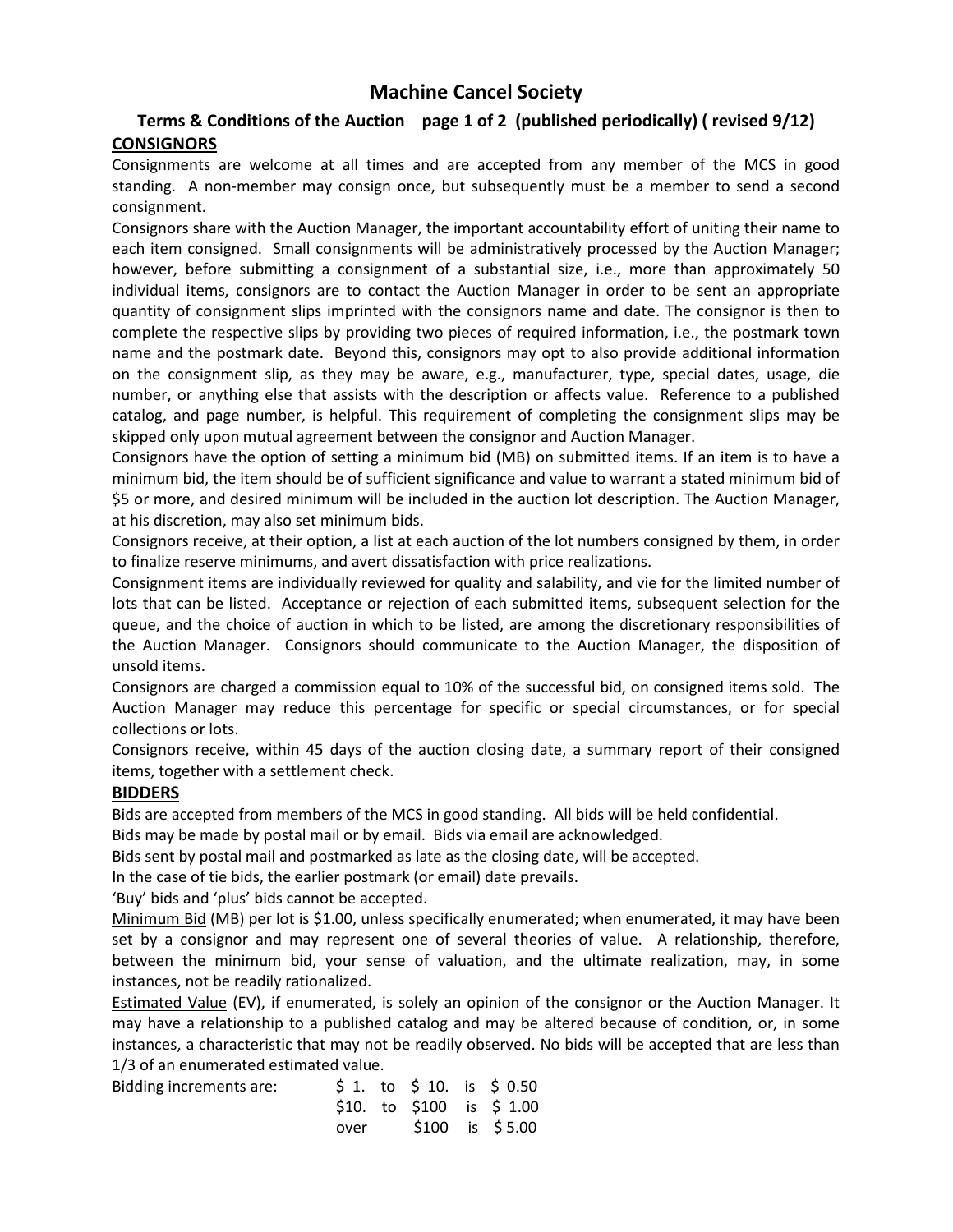# Machine Cancel Society

## Terms & Conditions of the Auction page 1 of 2 (published periodically) ( revised 9/12)

**CONSIGNORS**

Consignments are welcome at all times and are accepted from any member of the MCS in good standing. A non-member may consign once, but subsequently must be a member to send a second consignment.

Consignors share with the Auction Manager, the important accountability effort of uniting their name to each item consigned. Small consignments will be administratively processed by the Auction Manager; however, before submitting a consignment of a substantial size, i.e., more than approximately 50 individual items, consignors are to contact the Auction Manager in order to be sent an appropriate quantity of consignment slips imprinted with the consignors name and date. The consignor is then to complete the respective slips by providing two pieces of required information, i.e., the postmark town name and the postmark date. Beyond this, consignors may opt to also provide additional information on the consignment slip, as they may be aware, e.g., manufacturer, type, special dates, usage, die number, or anything else that assists with the description or affects value. Reference to a published catalog, and page number, is helpful. This requirement of completing the consignment slips may be skipped only upon mutual agreement between the consignor and Auction Manager.

Consignors have the option of setting a minimum bid (MB) on submitted items. If an item is to have a minimum bid, the item should be of sufficient significance and value to warrant a stated minimum bid of $5 or more, and desired minimum will be included in the auction lot description. The Auction Manager, at his discretion, may also set minimum bids.

Consignors receive, at their option, a list at each auction of the lot numbers consigned by them, in order to finalize reserve minimums, and avert dissatisfaction with price realizations.

Consignment items are individually reviewed for quality and salability, and vie for the limited number of lots that can be listed. Acceptance or rejection of each submitted items, subsequent selection for the queue, and the choice of auction in which to be listed, are among the discretionary responsibilities of the Auction Manager. Consignors should communicate to the Auction Manager, the disposition of unsold items.

Consignors are charged a commission equal to 10% of the successful bid, on consigned items sold. The Auction Manager may reduce this percentage for specific or special circumstances, or for special collections or lots.

Consignors receive, within 45 days of the auction closing date, a summary report of their consigned items, together with a settlement check.

**BIDDERS**

Bids are accepted from members of the MCS in good standing. All bids will be held confidential.

Bids may be made by postal mail or by email. Bids via email are acknowledged.

Bids sent by postal mail and postmarked as late as the closing date, will be accepted.

In the case of tie bids, the earlier postmark (or email) date prevails.

'Buy' bids and 'plus' bids cannot be accepted.

Minimum Bid (MB) per lot is $1.00, unless specifically enumerated; when enumerated, it may have been set by a consignor and may represent one of several theories of value. A relationship, therefore, between the minimum bid, your sense of valuation, and the ultimate realization, may, in some instances, not be readily rationalized.

Estimated Value (EV), if enumerated, is solely an opinion of the consignor or the Auction Manager. It may have a relationship to a published catalog and may be altered because of condition, or, in some instances, a characteristic that may not be readily observed. No bids will be accepted that are less than 1/3 of an enumerated estimated value.

Bidding increments are:

| Range | Increment |
|---|---|
| $ 1. to $ 10. | $ 0.50 |
| $10. to $100 | $ 1.00 |
| over $100 | $ 5.00 |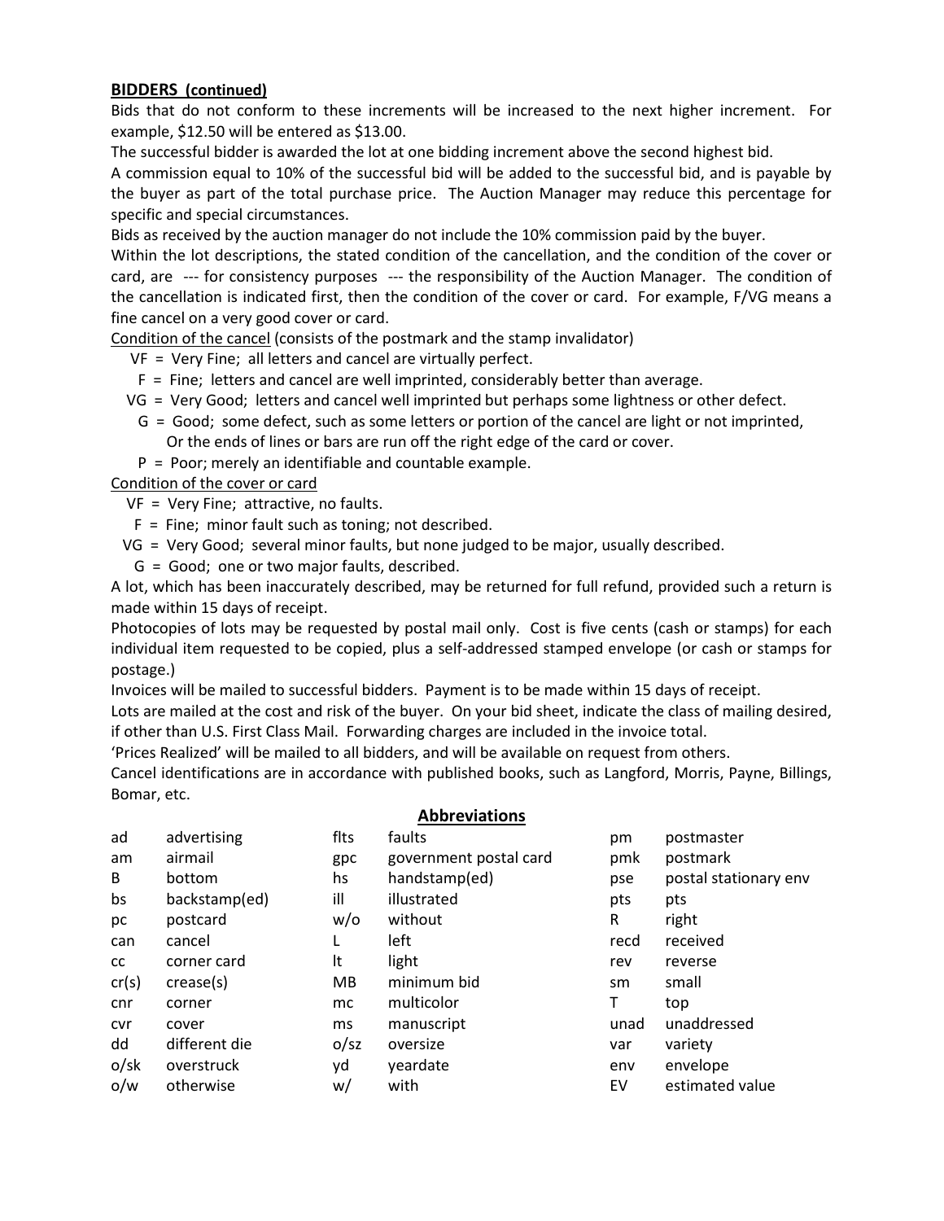**BIDDERS (continued)**

Bids that do not conform to these increments will be increased to the next higher increment. For example, $12.50 will be entered as $13.00.

The successful bidder is awarded the lot at one bidding increment above the second highest bid.

A commission equal to 10% of the successful bid will be added to the successful bid, and is payable by the buyer as part of the total purchase price. The Auction Manager may reduce this percentage for specific and special circumstances.

Bids as received by the auction manager do not include the 10% commission paid by the buyer.

Within the lot descriptions, the stated condition of the cancellation, and the condition of the cover or card, are --- for consistency purposes --- the responsibility of the Auction Manager. The condition of the cancellation is indicated first, then the condition of the cover or card. For example, F/VG means a fine cancel on a very good cover or card.

Condition of the cancel (consists of the postmark and the stamp invalidator)

- VF = Very Fine; all letters and cancel are virtually perfect.
- F = Fine; letters and cancel are well imprinted, considerably better than average.
- VG = Very Good; letters and cancel well imprinted but perhaps some lightness or other defect.
- G = Good; some defect, such as some letters or portion of the cancel are light or not imprinted, Or the ends of lines or bars are run off the right edge of the card or cover.
- P = Poor; merely an identifiable and countable example.

Condition of the cover or card

- VF = Very Fine; attractive, no faults.
- F = Fine; minor fault such as toning; not described.
- VG = Very Good; several minor faults, but none judged to be major, usually described.
- G = Good; one or two major faults, described.

A lot, which has been inaccurately described, may be returned for full refund, provided such a return is made within 15 days of receipt.

Photocopies of lots may be requested by postal mail only. Cost is five cents (cash or stamps) for each individual item requested to be copied, plus a self-addressed stamped envelope (or cash or stamps for postage.)

Invoices will be mailed to successful bidders. Payment is to be made within 15 days of receipt.

Lots are mailed at the cost and risk of the buyer. On your bid sheet, indicate the class of mailing desired, if other than U.S. First Class Mail. Forwarding charges are included in the invoice total.

'Prices Realized' will be mailed to all bidders, and will be available on request from others.

Cancel identifications are in accordance with published books, such as Langford, Morris, Payne, Billings, Bomar, etc.

**Abbreviations**

| | | | | | |
|---|---|---|---|---|---|
| ad | advertising | flts | faults | pm | postmaster |
| am | airmail | gpc | government postal card | pmk | postmark |
| B | bottom | hs | handstamp(ed) | pse | postal stationary env |
| bs | backstamp(ed) | ill | illustrated | pts | pts |
| pc | postcard | w/o | without | R | right |
| can | cancel | L | left | recd | received |
| cc | corner card | lt | light | rev | reverse |
| cr(s) | crease(s) | MB | minimum bid | sm | small |
| cnr | corner | mc | multicolor | T | top |
| cvr | cover | ms | manuscript | unad | unaddressed |
| dd | different die | o/sz | oversize | var | variety |
| o/sk | overstruck | yd | yeardate | env | envelope |
| o/w | otherwise | w/ | with | EV | estimated value |